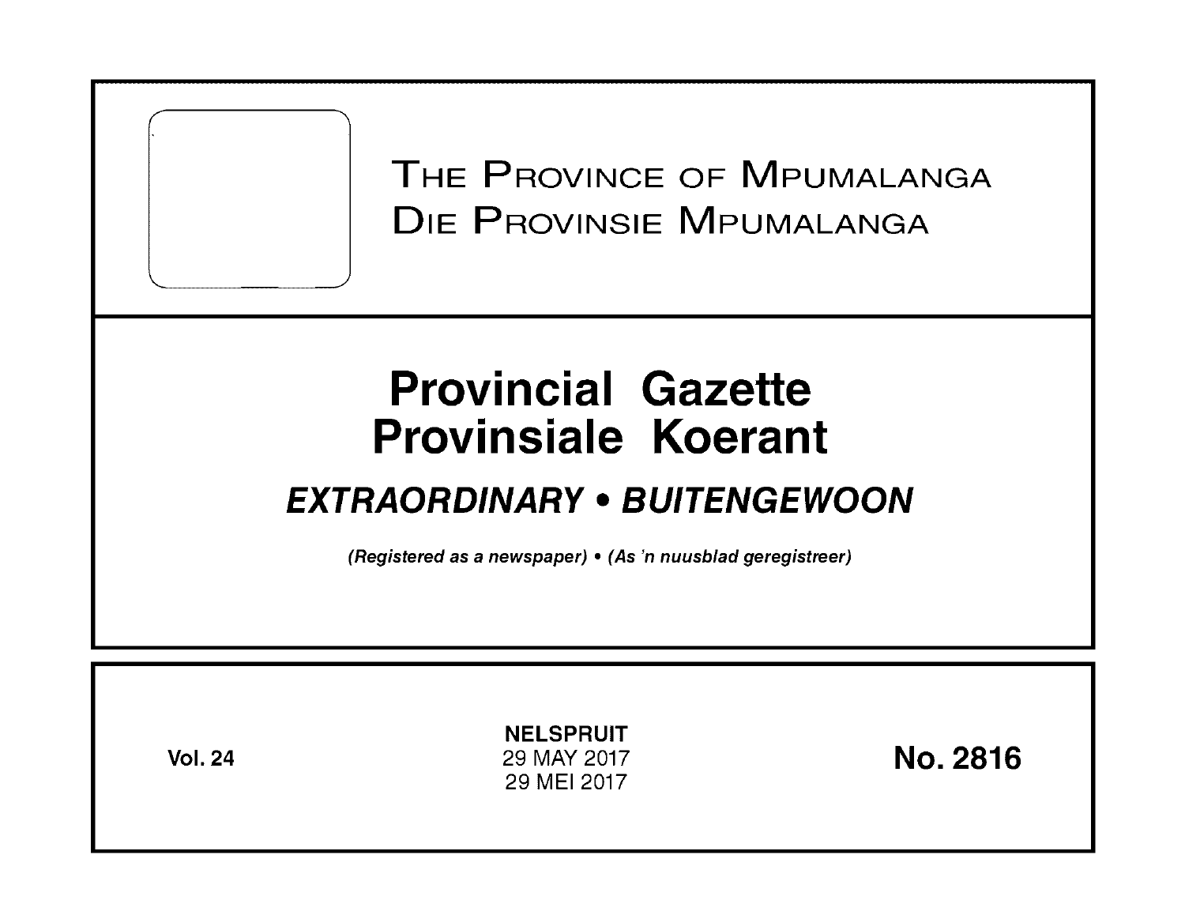# The Province of Mpumalanga
# Die Provinsie Mpumalanga

# Provincial Gazette
# Provinsiale Koerant

## *EXTRAORDINARY • BUITENGEWOON*

*(Registered as a newspaper) • (As 'n nuusblad geregistreer)*

**Vol. 24**

**NELSPRUIT**
29 MAY 2017
29 MEI 2017

**No. 2816**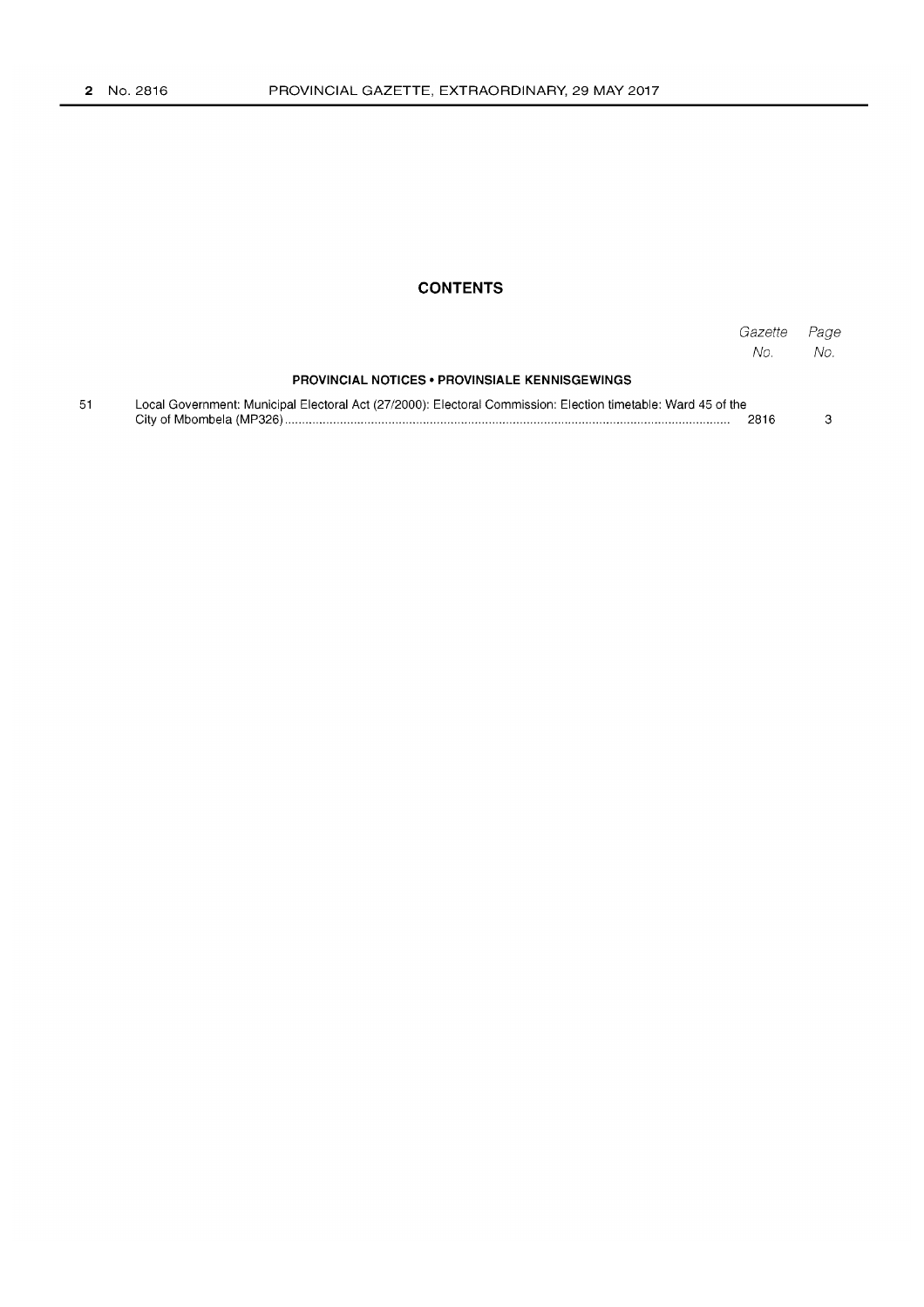## CONTENTS

| | | Gazette No. | Page No. |
|---|---|---|---|
| | **PROVINCIAL NOTICES • PROVINSIALE KENNISGEWINGS** | | |
| 51 | Local Government: Municipal Electoral Act (27/2000): Electoral Commission: Election timetable: Ward 45 of the City of Mbombela (MP326) | 2816 | 3 |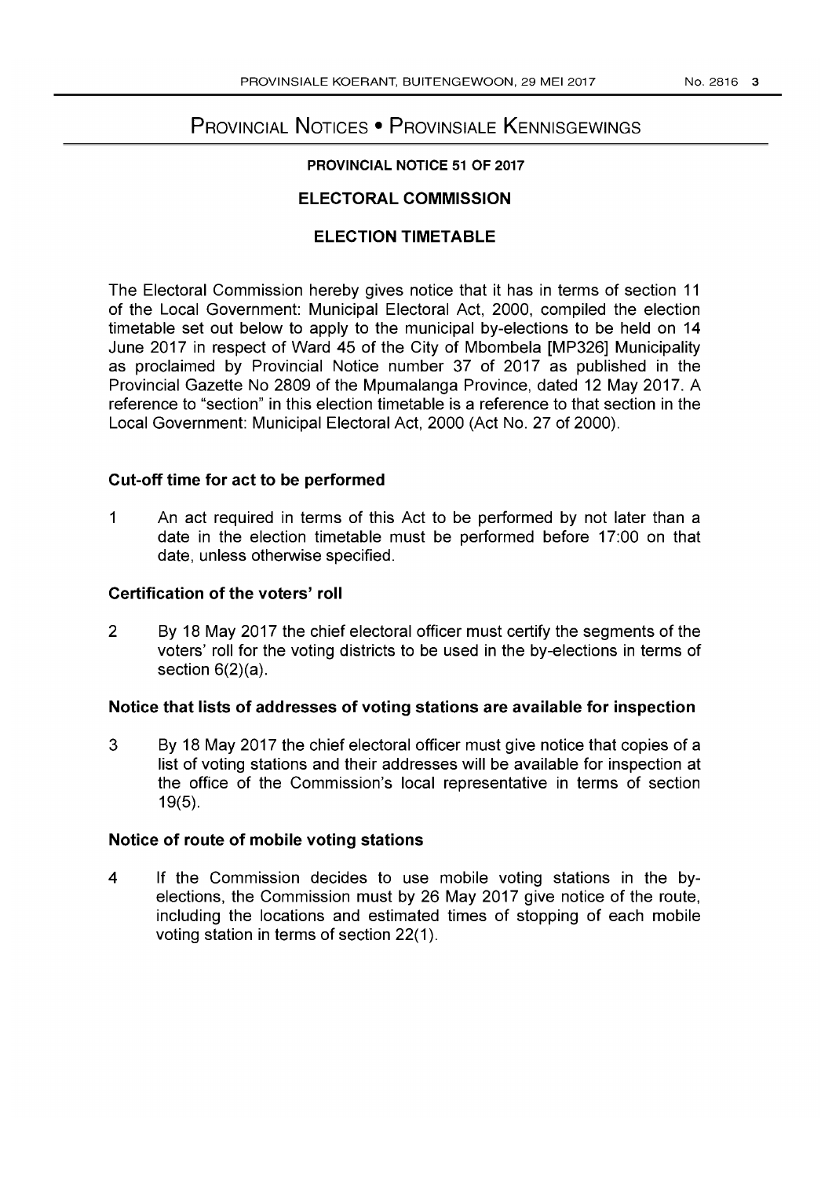# Provincial Notices • Provinsiale Kennisgewings

**PROVINCIAL NOTICE 51 OF 2017**

## ELECTORAL COMMISSION

## ELECTION TIMETABLE

The Electoral Commission hereby gives notice that it has in terms of section 11 of the Local Government: Municipal Electoral Act, 2000, compiled the election timetable set out below to apply to the municipal by-elections to be held on 14 June 2017 in respect of Ward 45 of the City of Mbombela [MP326] Municipality as proclaimed by Provincial Notice number 37 of 2017 as published in the Provincial Gazette No 2809 of the Mpumalanga Province, dated 12 May 2017. A reference to "section" in this election timetable is a reference to that section in the Local Government: Municipal Electoral Act, 2000 (Act No. 27 of 2000).

### Cut-off time for act to be performed

1 An act required in terms of this Act to be performed by not later than a date in the election timetable must be performed before 17:00 on that date, unless otherwise specified.

### Certification of the voters' roll

2 By 18 May 2017 the chief electoral officer must certify the segments of the voters' roll for the voting districts to be used in the by-elections in terms of section 6(2)(a).

### Notice that lists of addresses of voting stations are available for inspection

3 By 18 May 2017 the chief electoral officer must give notice that copies of a list of voting stations and their addresses will be available for inspection at the office of the Commission's local representative in terms of section 19(5).

### Notice of route of mobile voting stations

4 If the Commission decides to use mobile voting stations in the by-elections, the Commission must by 26 May 2017 give notice of the route, including the locations and estimated times of stopping of each mobile voting station in terms of section 22(1).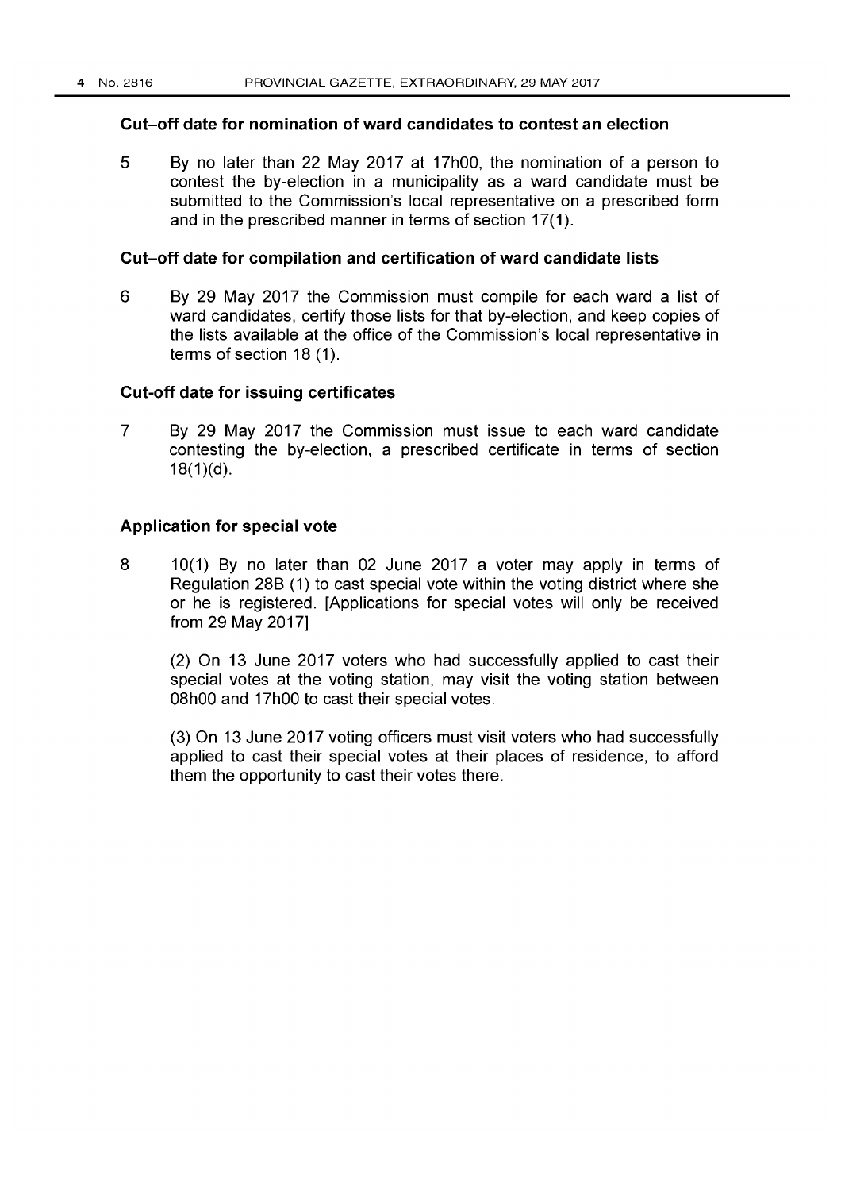### Cut–off date for nomination of ward candidates to contest an election

5 By no later than 22 May 2017 at 17h00, the nomination of a person to contest the by-election in a municipality as a ward candidate must be submitted to the Commission's local representative on a prescribed form and in the prescribed manner in terms of section 17(1).

### Cut–off date for compilation and certification of ward candidate lists

6 By 29 May 2017 the Commission must compile for each ward a list of ward candidates, certify those lists for that by-election, and keep copies of the lists available at the office of the Commission's local representative in terms of section 18 (1).

### Cut-off date for issuing certificates

7 By 29 May 2017 the Commission must issue to each ward candidate contesting the by-election, a prescribed certificate in terms of section 18(1)(d).

### Application for special vote

8 10(1) By no later than 02 June 2017 a voter may apply in terms of Regulation 28B (1) to cast special vote within the voting district where she or he is registered. [Applications for special votes will only be received from 29 May 2017]

(2) On 13 June 2017 voters who had successfully applied to cast their special votes at the voting station, may visit the voting station between 08h00 and 17h00 to cast their special votes.

(3) On 13 June 2017 voting officers must visit voters who had successfully applied to cast their special votes at their places of residence, to afford them the opportunity to cast their votes there.